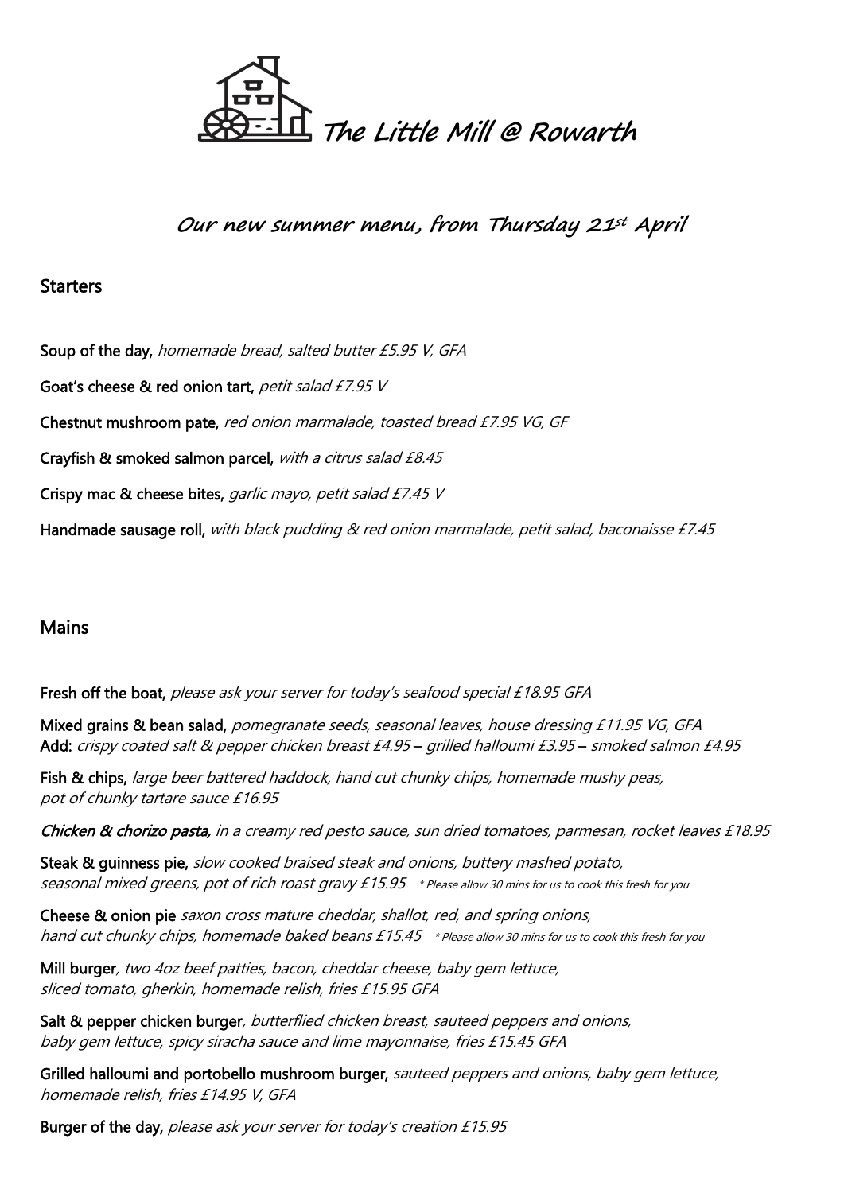# The Little Mill @ Rowarth

## Our new summer menu, from Thursday 21st April

## Starters

**Soup of the day,** *homemade bread, salted butter £5.95 V, GFA*

**Goat's cheese & red onion tart,** *petit salad £7.95 V*

**Chestnut mushroom pate,** *red onion marmalade, toasted bread £7.95 VG, GF*

**Crayfish & smoked salmon parcel,** *with a citrus salad £8.45*

**Crispy mac & cheese bites,** *garlic mayo, petit salad £7.45 V*

**Handmade sausage roll,** *with black pudding & red onion marmalade, petit salad, baconaisse £7.45*

## Mains

**Fresh off the boat,** *please ask your server for today's seafood special £18.95 GFA*

**Mixed grains & bean salad,** *pomegranate seeds, seasonal leaves, house dressing £11.95 VG, GFA*
**Add:** *crispy coated salt & pepper chicken breast £4.95 – grilled halloumi £3.95 – smoked salmon £4.95*

**Fish & chips,** *large beer battered haddock, hand cut chunky chips, homemade mushy peas, pot of chunky tartare sauce £16.95*

***Chicken & chorizo pasta,*** *in a creamy red pesto sauce, sun dried tomatoes, parmesan, rocket leaves £18.95*

**Steak & guinness pie,** *slow cooked braised steak and onions, buttery mashed potato, seasonal mixed greens, pot of rich roast gravy £15.95* * Please allow 30 mins for us to cook this fresh for you

**Cheese & onion pie** *saxon cross mature cheddar, shallot, red, and spring onions, hand cut chunky chips, homemade baked beans £15.45* * Please allow 30 mins for us to cook this fresh for you

**Mill burger***, two 4oz beef patties, bacon, cheddar cheese, baby gem lettuce, sliced tomato, gherkin, homemade relish, fries £15.95 GFA*

**Salt & pepper chicken burger***, butterflied chicken breast, sauteed peppers and onions, baby gem lettuce, spicy siracha sauce and lime mayonnaise, fries £15.45 GFA*

**Grilled halloumi and portobello mushroom burger,** *sauteed peppers and onions, baby gem lettuce, homemade relish, fries £14.95 V, GFA*

**Burger of the day,** *please ask your server for today's creation £15.95*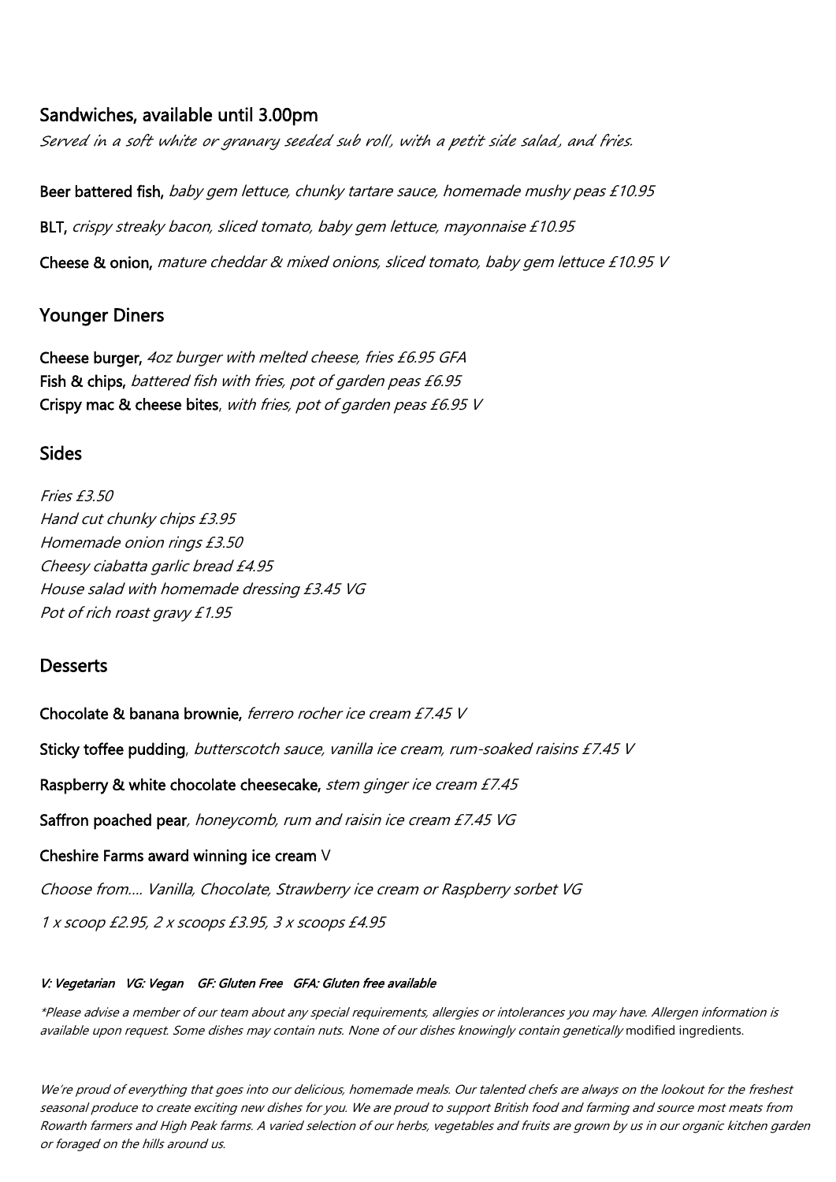## Sandwiches, available until 3.00pm

*Served in a soft white or granary seeded sub roll, with a petit side salad, and fries.*

**Beer battered fish,** *baby gem lettuce, chunky tartare sauce, homemade mushy peas £10.95*

**BLT,** *crispy streaky bacon, sliced tomato, baby gem lettuce, mayonnaise £10.95*

**Cheese & onion,** *mature cheddar & mixed onions, sliced tomato, baby gem lettuce £10.95 V*

## Younger Diners

**Cheese burger,** *4oz burger with melted cheese, fries £6.95 GFA*
**Fish & chips,** *battered fish with fries, pot of garden peas £6.95*
**Crispy mac & cheese bites**, *with fries, pot of garden peas £6.95 V*

## Sides

*Fries £3.50*
*Hand cut chunky chips £3.95*
*Homemade onion rings £3.50*
*Cheesy ciabatta garlic bread £4.95*
*House salad with homemade dressing £3.45 VG*
*Pot of rich roast gravy £1.95*

## Desserts

**Chocolate & banana brownie,** *ferrero rocher ice cream £7.45 V*

**Sticky toffee pudding**, *butterscotch sauce, vanilla ice cream, rum-soaked raisins £7.45 V*

**Raspberry & white chocolate cheesecake,** *stem ginger ice cream £7.45*

**Saffron poached pear**, *honeycomb, rum and raisin ice cream £7.45 VG*

**Cheshire Farms award winning ice cream** V

*Choose from.... Vanilla, Chocolate, Strawberry ice cream or Raspberry sorbet VG*

*1 x scoop £2.95, 2 x scoops £3.95, 3 x scoops £4.95*

***V: Vegetarian VG: Vegan GF: Gluten Free GFA: Gluten free available***

*\*Please advise a member of our team about any special requirements, allergies or intolerances you may have. Allergen information is available upon request. Some dishes may contain nuts. None of our dishes knowingly contain genetically* modified ingredients.

*We're proud of everything that goes into our delicious, homemade meals. Our talented chefs are always on the lookout for the freshest seasonal produce to create exciting new dishes for you. We are proud to support British food and farming and source most meats from Rowarth farmers and High Peak farms. A varied selection of our herbs, vegetables and fruits are grown by us in our organic kitchen garden or foraged on the hills around us.*